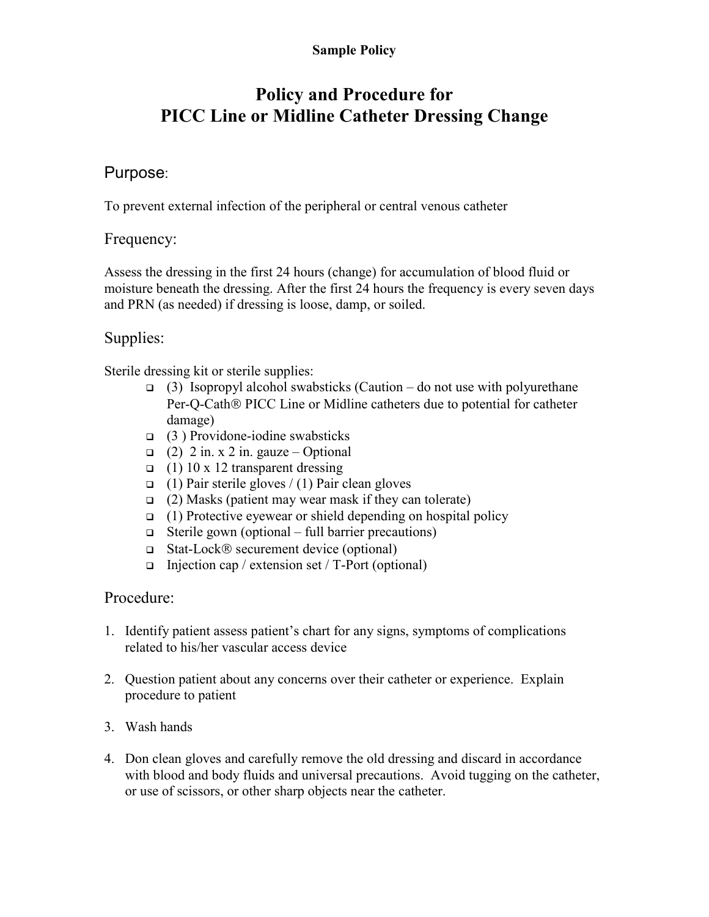**Sample Policy**

# Policy and Procedure for PICC Line or Midline Catheter Dressing Change

## Purpose:

To prevent external infection of the peripheral or central venous catheter

## Frequency:

Assess the dressing in the first 24 hours (change) for accumulation of blood fluid or moisture beneath the dressing. After the first 24 hours the frequency is every seven days and PRN (as needed) if dressing is loose, damp, or soiled.

## Supplies:

Sterile dressing kit or sterile supplies:

- (3) Isopropyl alcohol swabsticks (Caution – do not use with polyurethane Per-Q-Cath® PICC Line or Midline catheters due to potential for catheter damage)
- (3 ) Providone-iodine swabsticks
- (2) 2 in. x 2 in. gauze – Optional
- (1) 10 x 12 transparent dressing
- (1) Pair sterile gloves / (1) Pair clean gloves
- (2) Masks (patient may wear mask if they can tolerate)
- (1) Protective eyewear or shield depending on hospital policy
- Sterile gown (optional – full barrier precautions)
- Stat-Lock® securement device (optional)
- Injection cap / extension set / T-Port (optional)

## Procedure:

1. Identify patient assess patient's chart for any signs, symptoms of complications related to his/her vascular access device
2. Question patient about any concerns over their catheter or experience. Explain procedure to patient
3. Wash hands
4. Don clean gloves and carefully remove the old dressing and discard in accordance with blood and body fluids and universal precautions. Avoid tugging on the catheter, or use of scissors, or other sharp objects near the catheter.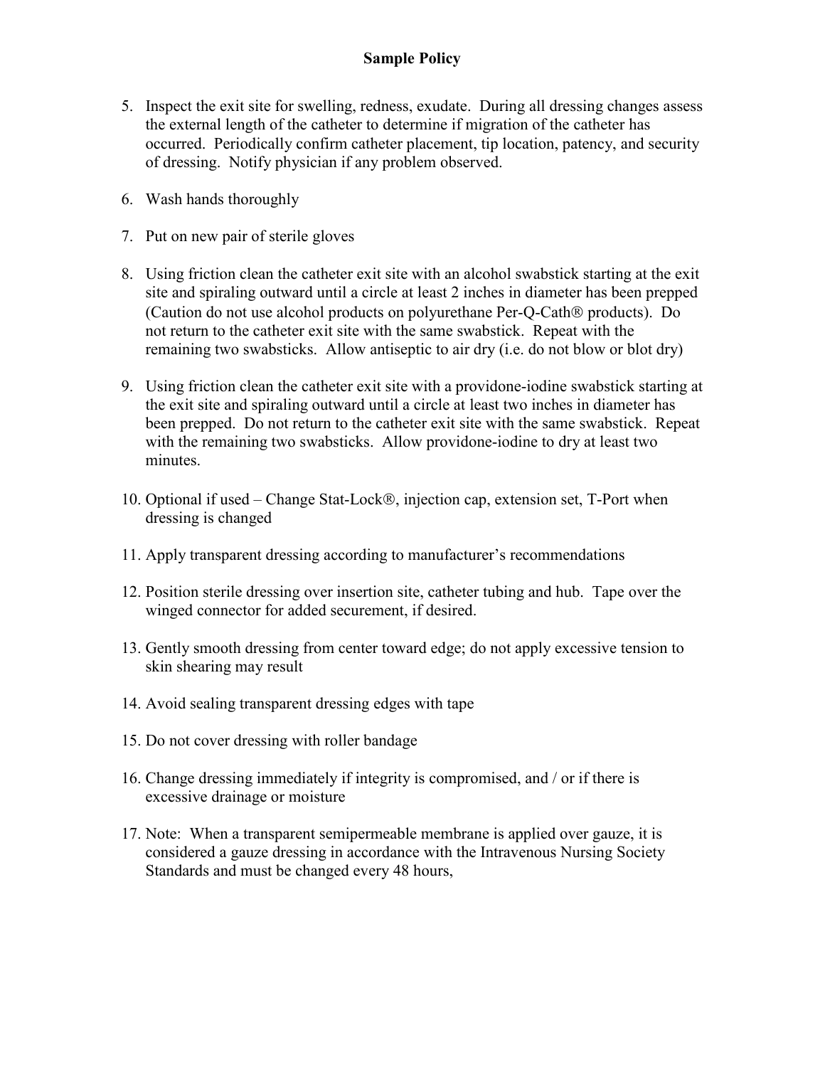**Sample Policy**

5. Inspect the exit site for swelling, redness, exudate. During all dressing changes assess the external length of the catheter to determine if migration of the catheter has occurred. Periodically confirm catheter placement, tip location, patency, and security of dressing. Notify physician if any problem observed.

6. Wash hands thoroughly

7. Put on new pair of sterile gloves

8. Using friction clean the catheter exit site with an alcohol swabstick starting at the exit site and spiraling outward until a circle at least 2 inches in diameter has been prepped (Caution do not use alcohol products on polyurethane Per-Q-Cath® products). Do not return to the catheter exit site with the same swabstick. Repeat with the remaining two swabsticks. Allow antiseptic to air dry (i.e. do not blow or blot dry)

9. Using friction clean the catheter exit site with a providone-iodine swabstick starting at the exit site and spiraling outward until a circle at least two inches in diameter has been prepped. Do not return to the catheter exit site with the same swabstick. Repeat with the remaining two swabsticks. Allow providone-iodine to dry at least two minutes.

10. Optional if used – Change Stat-Lock®, injection cap, extension set, T-Port when dressing is changed

11. Apply transparent dressing according to manufacturer's recommendations

12. Position sterile dressing over insertion site, catheter tubing and hub. Tape over the winged connector for added securement, if desired.

13. Gently smooth dressing from center toward edge; do not apply excessive tension to skin shearing may result

14. Avoid sealing transparent dressing edges with tape

15. Do not cover dressing with roller bandage

16. Change dressing immediately if integrity is compromised, and / or if there is excessive drainage or moisture

17. Note: When a transparent semipermeable membrane is applied over gauze, it is considered a gauze dressing in accordance with the Intravenous Nursing Society Standards and must be changed every 48 hours,